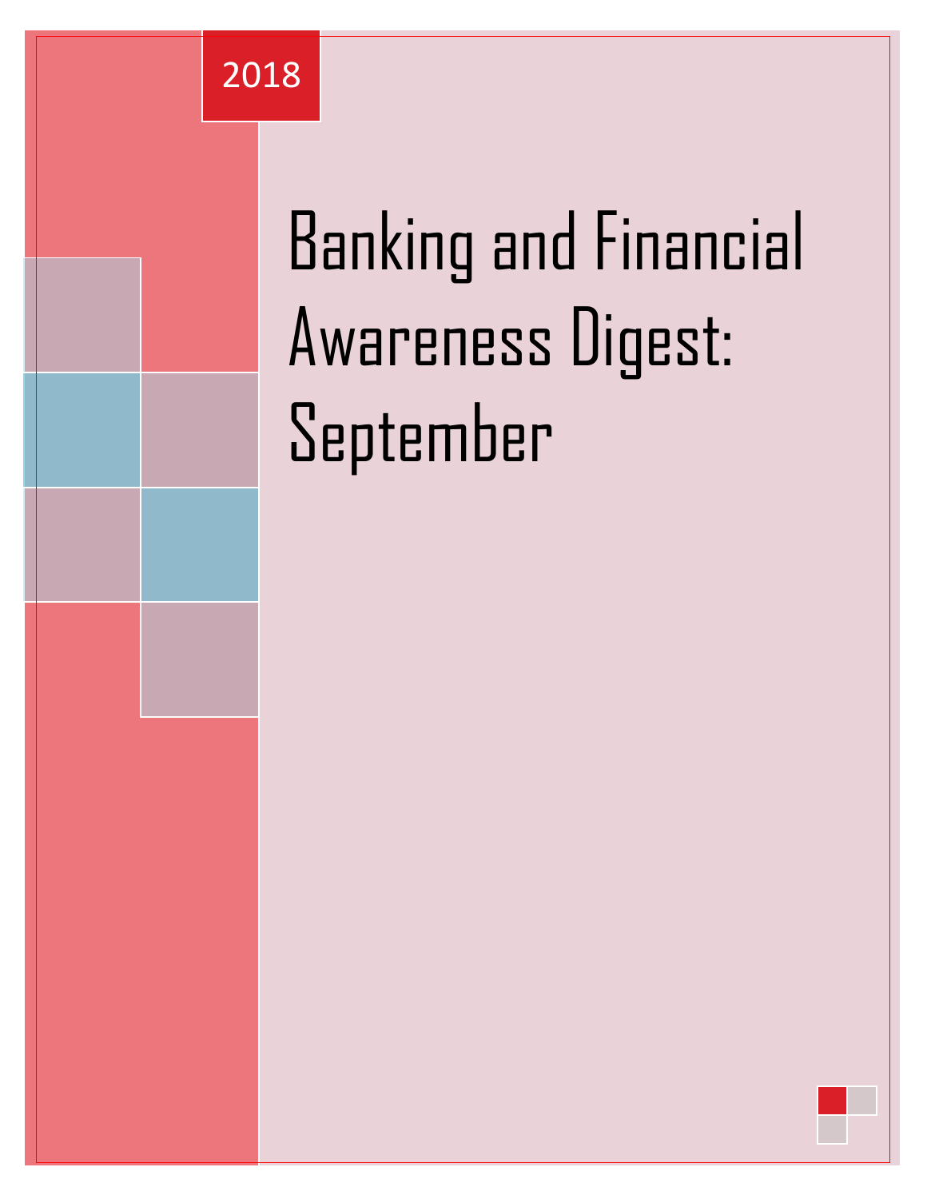2018

# Banking and Financial Awareness Digest: September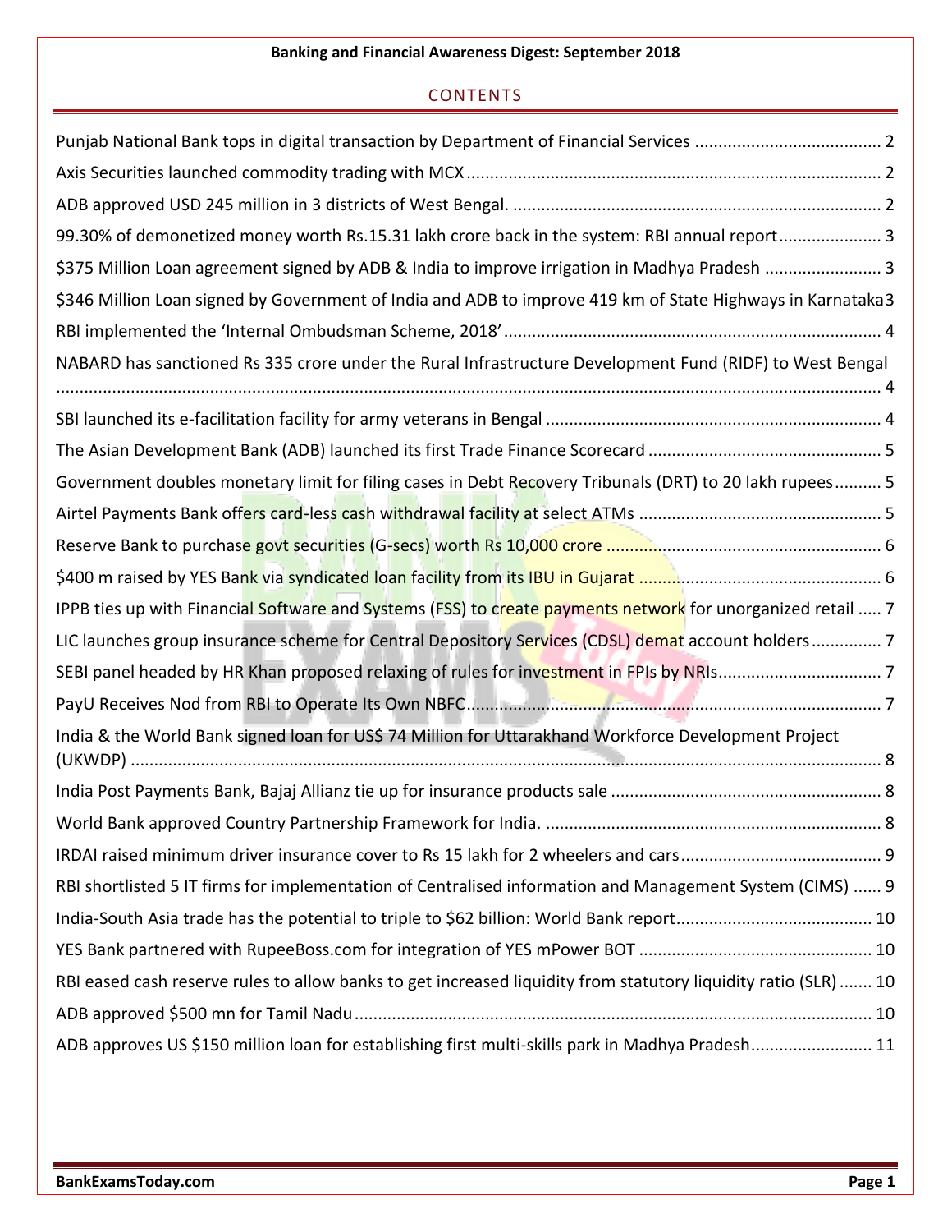## CONTENTS

Punjab National Bank tops in digital transaction by Department of Financial Services ........................................ 2

Axis Securities launched commodity trading with MCX ........................................................................................ 2

ADB approved USD 245 million in 3 districts of West Bengal. .............................................................................. 2

99.30% of demonetized money worth Rs.15.31 lakh crore back in the system: RBI annual report...................... 3

$375 Million Loan agreement signed by ADB & India to improve irrigation in Madhya Pradesh ......................... 3

$346 Million Loan signed by Government of India and ADB to improve 419 km of State Highways in Karnataka 3

RBI implemented the 'Internal Ombudsman Scheme, 2018' ................................................................................ 4

NABARD has sanctioned Rs 335 crore under the Rural Infrastructure Development Fund (RIDF) to West Bengal ........................................................................................................................................................................ 4

SBI launched its e-facilitation facility for army veterans in Bengal ....................................................................... 4

The Asian Development Bank (ADB) launched its first Trade Finance Scorecard ................................................. 5

Government doubles monetary limit for filing cases in Debt Recovery Tribunals (DRT) to 20 lakh rupees.......... 5

Airtel Payments Bank offers card-less cash withdrawal facility at select ATMs .................................................... 5

Reserve Bank to purchase govt securities (G-secs) worth Rs 10,000 crore ........................................................... 6

$400 m raised by YES Bank via syndicated loan facility from its IBU in Gujarat .................................................... 6

IPPB ties up with Financial Software and Systems (FSS) to create payments network for unorganized retail ..... 7

LIC launches group insurance scheme for Central Depository Services (CDSL) demat account holders............... 7

SEBI panel headed by HR Khan proposed relaxing of rules for investment in FPIs by NRIs................................... 7

PayU Receives Nod from RBI to Operate Its Own NBFC......................................................................................... 7

India & the World Bank signed loan for US$ 74 Million for Uttarakhand Workforce Development Project (UKWDP) ....................................................................................................................................................... 8

India Post Payments Bank, Bajaj Allianz tie up for insurance products sale ......................................................... 8

World Bank approved Country Partnership Framework for India. ........................................................................ 8

IRDAI raised minimum driver insurance cover to Rs 15 lakh for 2 wheelers and cars........................................... 9

RBI shortlisted 5 IT firms for implementation of Centralised information and Management System (CIMS) ...... 9

India-South Asia trade has the potential to triple to $62 billion: World Bank report........................................... 10

YES Bank partnered with RupeeBoss.com for integration of YES mPower BOT .................................................. 10

RBI eased cash reserve rules to allow banks to get increased liquidity from statutory liquidity ratio (SLR) ....... 10

ADB approved $500 mn for Tamil Nadu .............................................................................................................. 10

ADB approves US $150 million loan for establishing first multi-skills park in Madhya Pradesh.......................... 11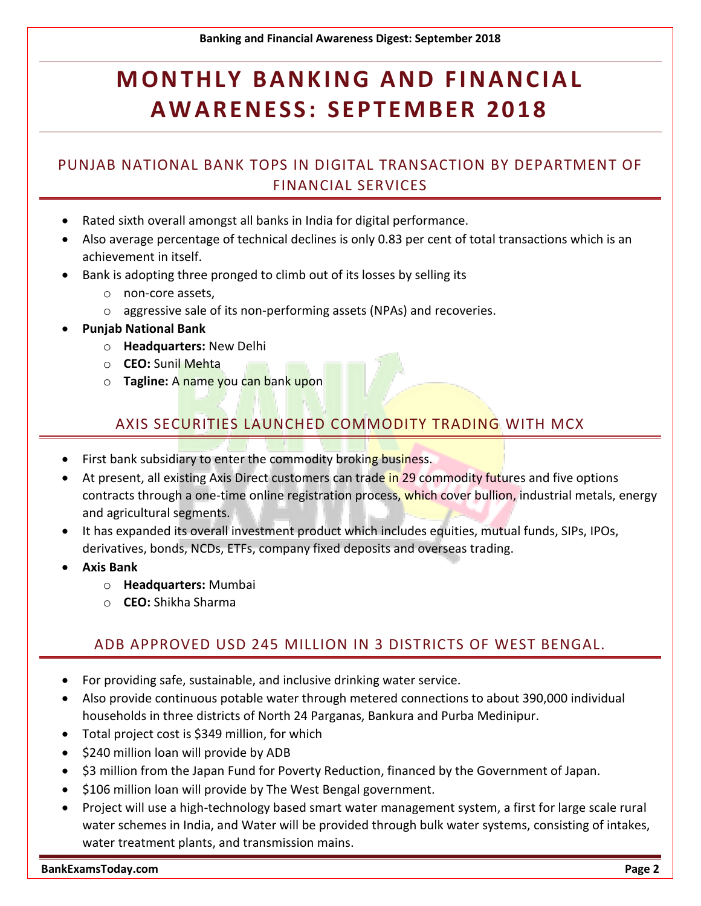# MONTHLY BANKING AND FINANCIAL AWARENESS: SEPTEMBER 2018

## PUNJAB NATIONAL BANK TOPS IN DIGITAL TRANSACTION BY DEPARTMENT OF FINANCIAL SERVICES

- Rated sixth overall amongst all banks in India for digital performance.
- Also average percentage of technical declines is only 0.83 per cent of total transactions which is an achievement in itself.
- Bank is adopting three pronged to climb out of its losses by selling its
  - non-core assets,
  - aggressive sale of its non-performing assets (NPAs) and recoveries.
- **Punjab National Bank**
  - **Headquarters:** New Delhi
  - **CEO:** Sunil Mehta
  - **Tagline:** A name you can bank upon

## AXIS SECURITIES LAUNCHED COMMODITY TRADING WITH MCX

- First bank subsidiary to enter the commodity broking business.
- At present, all existing Axis Direct customers can trade in 29 commodity futures and five options contracts through a one-time online registration process, which cover bullion, industrial metals, energy and agricultural segments.
- It has expanded its overall investment product which includes equities, mutual funds, SIPs, IPOs, derivatives, bonds, NCDs, ETFs, company fixed deposits and overseas trading.
- **Axis Bank**
  - **Headquarters:** Mumbai
  - **CEO:** Shikha Sharma

## ADB APPROVED USD 245 MILLION IN 3 DISTRICTS OF WEST BENGAL.

- For providing safe, sustainable, and inclusive drinking water service.
- Also provide continuous potable water through metered connections to about 390,000 individual households in three districts of North 24 Parganas, Bankura and Purba Medinipur.
- Total project cost is $349 million, for which
- $240 million loan will provide by ADB
- $3 million from the Japan Fund for Poverty Reduction, financed by the Government of Japan.
- $106 million loan will provide by The West Bengal government.
- Project will use a high-technology based smart water management system, a first for large scale rural water schemes in India, and Water will be provided through bulk water systems, consisting of intakes, water treatment plants, and transmission mains.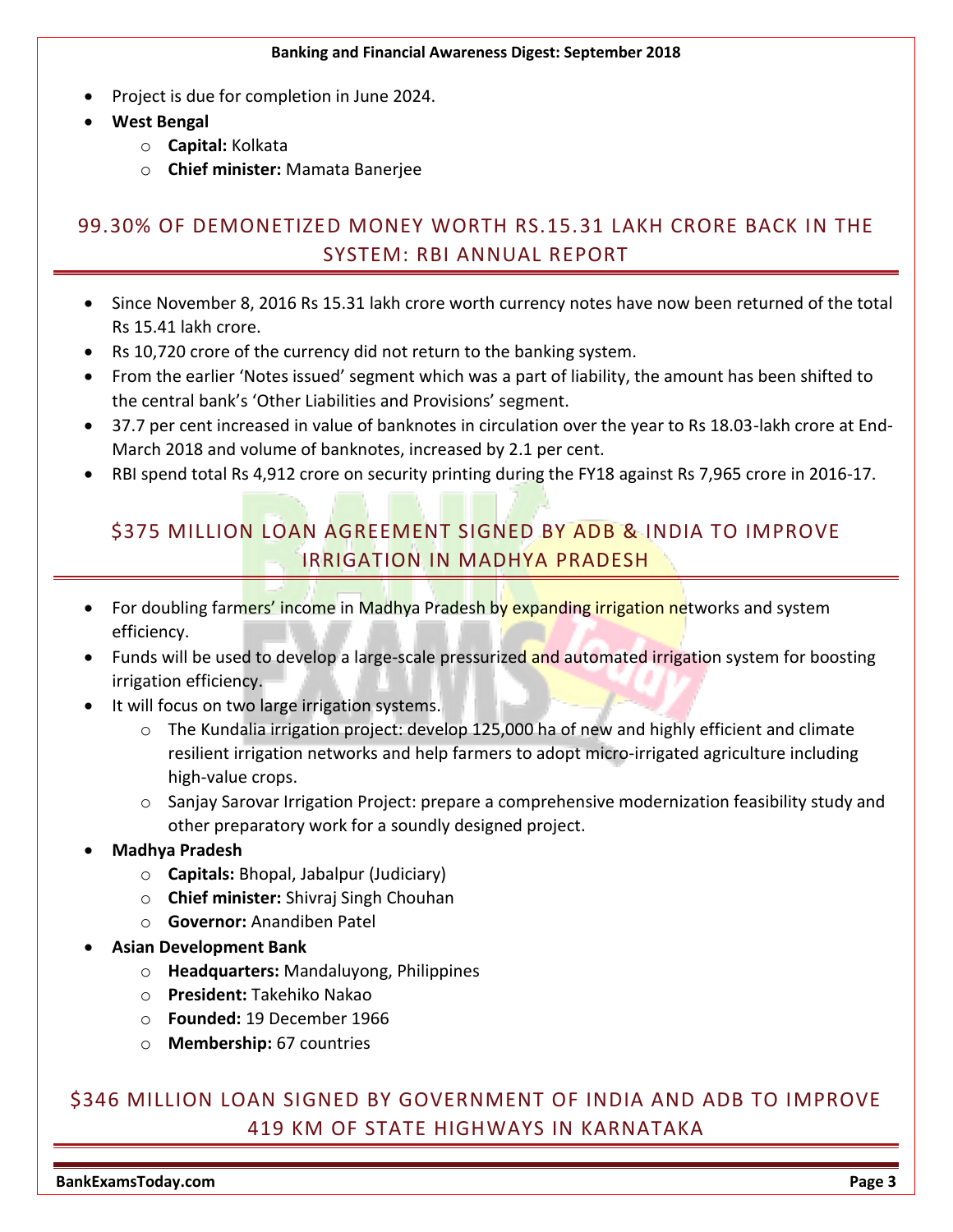- Project is due for completion in June 2024.
- **West Bengal**
  - **Capital:** Kolkata
  - **Chief minister:** Mamata Banerjee

## 99.30% OF DEMONETIZED MONEY WORTH RS.15.31 LAKH CRORE BACK IN THE SYSTEM: RBI ANNUAL REPORT

- Since November 8, 2016 Rs 15.31 lakh crore worth currency notes have now been returned of the total Rs 15.41 lakh crore.
- Rs 10,720 crore of the currency did not return to the banking system.
- From the earlier 'Notes issued' segment which was a part of liability, the amount has been shifted to the central bank's 'Other Liabilities and Provisions' segment.
- 37.7 per cent increased in value of banknotes in circulation over the year to Rs 18.03-lakh crore at End-March 2018 and volume of banknotes, increased by 2.1 per cent.
- RBI spend total Rs 4,912 crore on security printing during the FY18 against Rs 7,965 crore in 2016-17.

## $375 MILLION LOAN AGREEMENT SIGNED BY ADB & INDIA TO IMPROVE IRRIGATION IN MADHYA PRADESH

- For doubling farmers' income in Madhya Pradesh by expanding irrigation networks and system efficiency.
- Funds will be used to develop a large-scale pressurized and automated irrigation system for boosting irrigation efficiency.
- It will focus on two large irrigation systems.
  - The Kundalia irrigation project: develop 125,000 ha of new and highly efficient and climate resilient irrigation networks and help farmers to adopt micro-irrigated agriculture including high-value crops.
  - Sanjay Sarovar Irrigation Project: prepare a comprehensive modernization feasibility study and other preparatory work for a soundly designed project.
- **Madhya Pradesh**
  - **Capitals:** Bhopal, Jabalpur (Judiciary)
  - **Chief minister:** Shivraj Singh Chouhan
  - **Governor:** Anandiben Patel
- **Asian Development Bank**
  - **Headquarters:** Mandaluyong, Philippines
  - **President:** Takehiko Nakao
  - **Founded:** 19 December 1966
  - **Membership:** 67 countries

## $346 MILLION LOAN SIGNED BY GOVERNMENT OF INDIA AND ADB TO IMPROVE 419 KM OF STATE HIGHWAYS IN KARNATAKA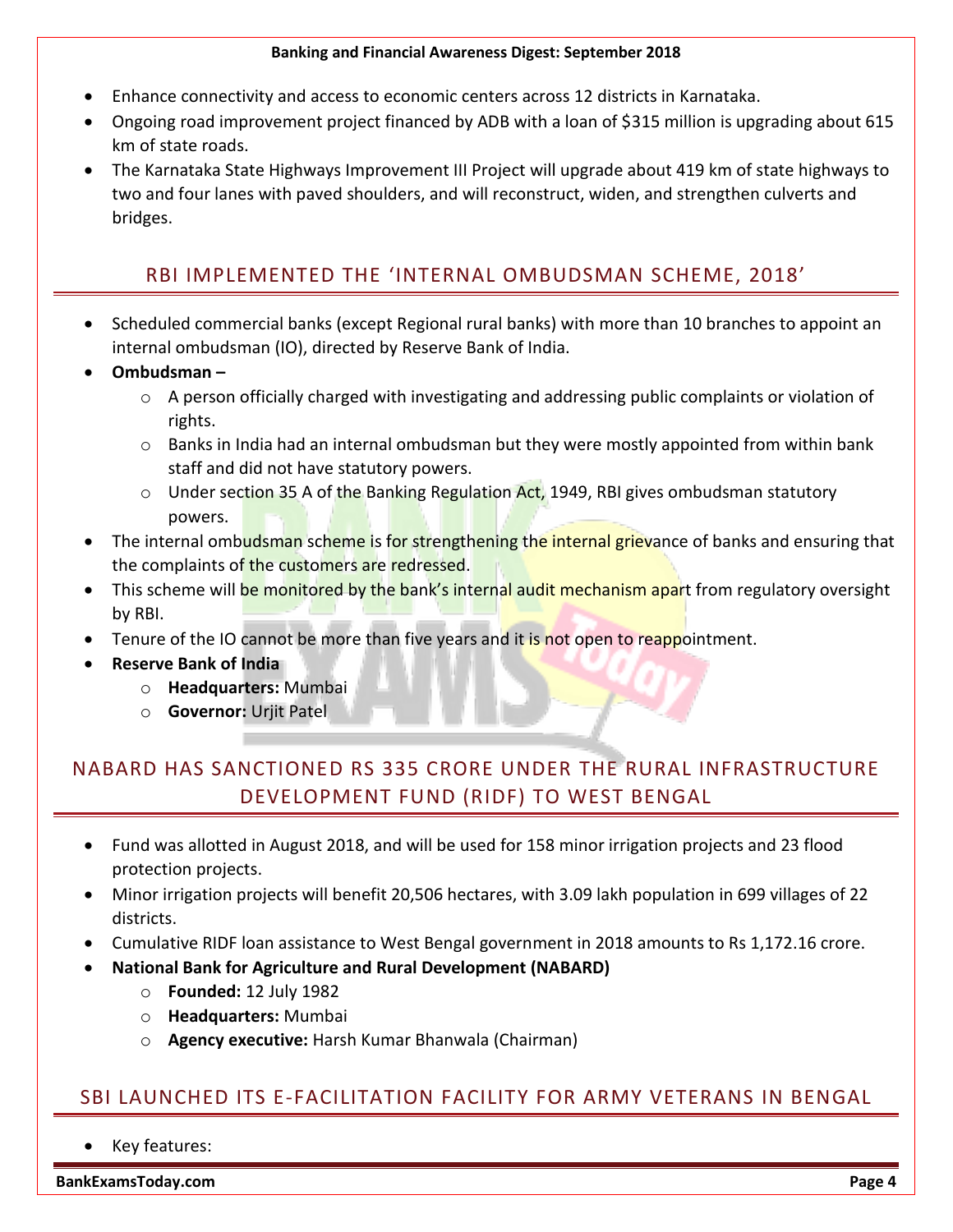- Enhance connectivity and access to economic centers across 12 districts in Karnataka.
- Ongoing road improvement project financed by ADB with a loan of $315 million is upgrading about 615 km of state roads.
- The Karnataka State Highways Improvement III Project will upgrade about 419 km of state highways to two and four lanes with paved shoulders, and will reconstruct, widen, and strengthen culverts and bridges.

## RBI IMPLEMENTED THE 'INTERNAL OMBUDSMAN SCHEME, 2018'

- Scheduled commercial banks (except Regional rural banks) with more than 10 branches to appoint an internal ombudsman (IO), directed by Reserve Bank of India.
- **Ombudsman –**
  - A person officially charged with investigating and addressing public complaints or violation of rights.
  - Banks in India had an internal ombudsman but they were mostly appointed from within bank staff and did not have statutory powers.
  - Under section 35 A of the Banking Regulation Act, 1949, RBI gives ombudsman statutory powers.
- The internal ombudsman scheme is for strengthening the internal grievance of banks and ensuring that the complaints of the customers are redressed.
- This scheme will be monitored by the bank's internal audit mechanism apart from regulatory oversight by RBI.
- Tenure of the IO cannot be more than five years and it is not open to reappointment.
- **Reserve Bank of India**
  - **Headquarters:** Mumbai
  - **Governor:** Urjit Patel

## NABARD HAS SANCTIONED RS 335 CRORE UNDER THE RURAL INFRASTRUCTURE DEVELOPMENT FUND (RIDF) TO WEST BENGAL

- Fund was allotted in August 2018, and will be used for 158 minor irrigation projects and 23 flood protection projects.
- Minor irrigation projects will benefit 20,506 hectares, with 3.09 lakh population in 699 villages of 22 districts.
- Cumulative RIDF loan assistance to West Bengal government in 2018 amounts to Rs 1,172.16 crore.
- **National Bank for Agriculture and Rural Development (NABARD)**
  - **Founded:** 12 July 1982
  - **Headquarters:** Mumbai
  - **Agency executive:** Harsh Kumar Bhanwala (Chairman)

## SBI LAUNCHED ITS E-FACILITATION FACILITY FOR ARMY VETERANS IN BENGAL

- Key features: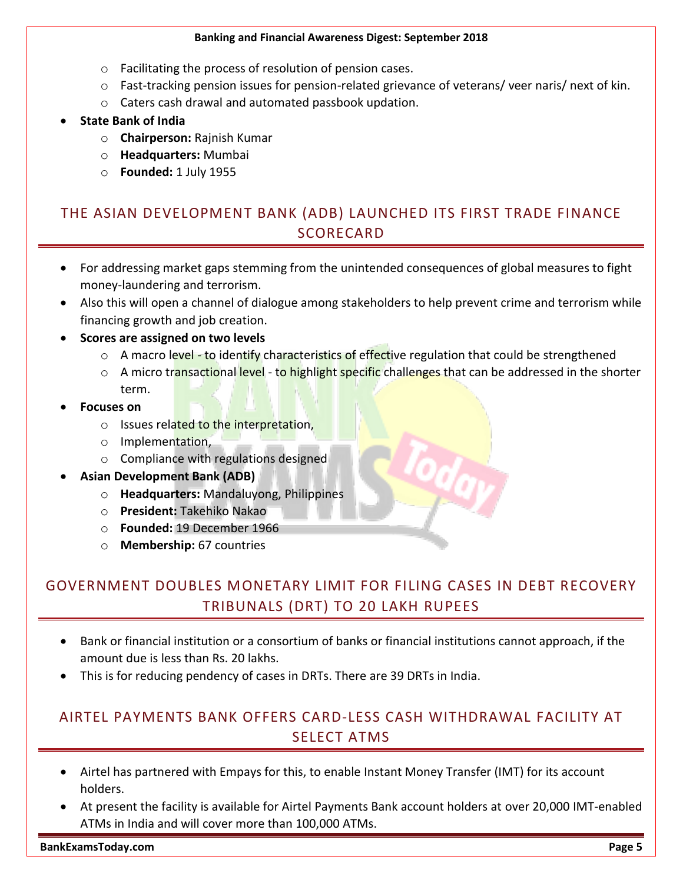- Facilitating the process of resolution of pension cases.
- Fast-tracking pension issues for pension-related grievance of veterans/ veer naris/ next of kin.
- Caters cash drawal and automated passbook updation.

- **State Bank of India**
  - **Chairperson:** Rajnish Kumar
  - **Headquarters:** Mumbai
  - **Founded:** 1 July 1955

## THE ASIAN DEVELOPMENT BANK (ADB) LAUNCHED ITS FIRST TRADE FINANCE SCORECARD

- For addressing market gaps stemming from the unintended consequences of global measures to fight money-laundering and terrorism.
- Also this will open a channel of dialogue among stakeholders to help prevent crime and terrorism while financing growth and job creation.
- **Scores are assigned on two levels**
  - A macro level - to identify characteristics of effective regulation that could be strengthened
  - A micro transactional level - to highlight specific challenges that can be addressed in the shorter term.
- **Focuses on**
  - Issues related to the interpretation,
  - Implementation,
  - Compliance with regulations designed
- **Asian Development Bank (ADB)**
  - **Headquarters:** Mandaluyong, Philippines
  - **President:** Takehiko Nakao
  - **Founded:** 19 December 1966
  - **Membership:** 67 countries

## GOVERNMENT DOUBLES MONETARY LIMIT FOR FILING CASES IN DEBT RECOVERY TRIBUNALS (DRT) TO 20 LAKH RUPEES

- Bank or financial institution or a consortium of banks or financial institutions cannot approach, if the amount due is less than Rs. 20 lakhs.
- This is for reducing pendency of cases in DRTs. There are 39 DRTs in India.

## AIRTEL PAYMENTS BANK OFFERS CARD-LESS CASH WITHDRAWAL FACILITY AT SELECT ATMS

- Airtel has partnered with Empays for this, to enable Instant Money Transfer (IMT) for its account holders.
- At present the facility is available for Airtel Payments Bank account holders at over 20,000 IMT-enabled ATMs in India and will cover more than 100,000 ATMs.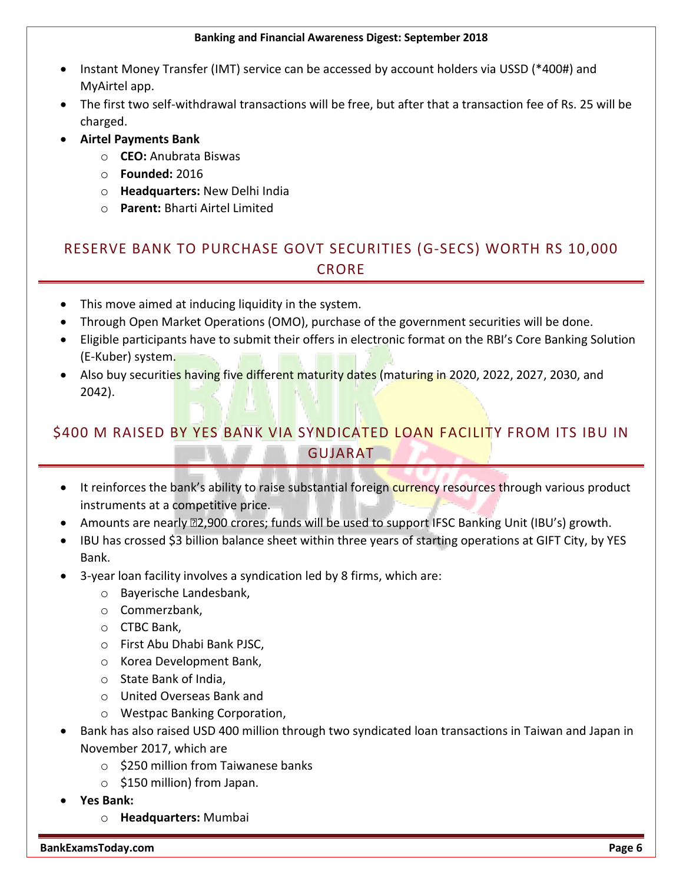- Instant Money Transfer (IMT) service can be accessed by account holders via USSD (*400#) and MyAirtel app.
- The first two self-withdrawal transactions will be free, but after that a transaction fee of Rs. 25 will be charged.
- **Airtel Payments Bank**
  - **CEO:** Anubrata Biswas
  - **Founded:** 2016
  - **Headquarters:** New Delhi India
  - **Parent:** Bharti Airtel Limited

## RESERVE BANK TO PURCHASE GOVT SECURITIES (G-SECS) WORTH RS 10,000 CRORE

- This move aimed at inducing liquidity in the system.
- Through Open Market Operations (OMO), purchase of the government securities will be done.
- Eligible participants have to submit their offers in electronic format on the RBI's Core Banking Solution (E-Kuber) system.
- Also buy securities having five different maturity dates (maturing in 2020, 2022, 2027, 2030, and 2042).

## $400 M RAISED BY YES BANK VIA SYNDICATED LOAN FACILITY FROM ITS IBU IN GUJARAT

- It reinforces the bank's ability to raise substantial foreign currency resources through various product instruments at a competitive price.
- Amounts are nearly ₹2,900 crores; funds will be used to support IFSC Banking Unit (IBU's) growth.
- IBU has crossed $3 billion balance sheet within three years of starting operations at GIFT City, by YES Bank.
- 3-year loan facility involves a syndication led by 8 firms, which are:
  - Bayerische Landesbank,
  - Commerzbank,
  - CTBC Bank,
  - First Abu Dhabi Bank PJSC,
  - Korea Development Bank,
  - State Bank of India,
  - United Overseas Bank and
  - Westpac Banking Corporation,
- Bank has also raised USD 400 million through two syndicated loan transactions in Taiwan and Japan in November 2017, which are
  - $250 million from Taiwanese banks
  - $150 million) from Japan.
- **Yes Bank:**
  - **Headquarters:** Mumbai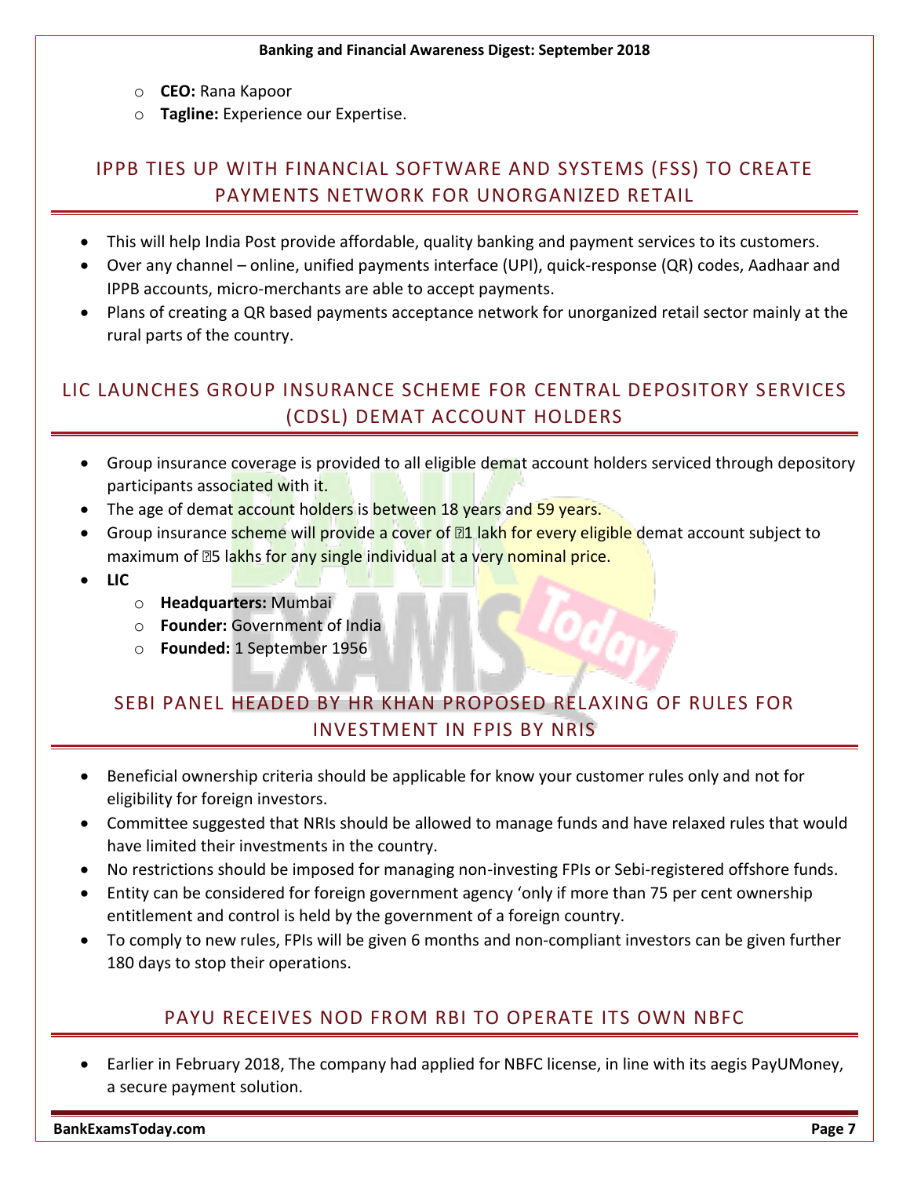- **CEO:** Rana Kapoor
    - **Tagline:** Experience our Expertise.

## IPPB TIES UP WITH FINANCIAL SOFTWARE AND SYSTEMS (FSS) TO CREATE PAYMENTS NETWORK FOR UNORGANIZED RETAIL

- This will help India Post provide affordable, quality banking and payment services to its customers.
- Over any channel – online, unified payments interface (UPI), quick-response (QR) codes, Aadhaar and IPPB accounts, micro-merchants are able to accept payments.
- Plans of creating a QR based payments acceptance network for unorganized retail sector mainly at the rural parts of the country.

## LIC LAUNCHES GROUP INSURANCE SCHEME FOR CENTRAL DEPOSITORY SERVICES (CDSL) DEMAT ACCOUNT HOLDERS

- Group insurance coverage is provided to all eligible demat account holders serviced through depository participants associated with it.
- The age of demat account holders is between 18 years and 59 years.
- Group insurance scheme will provide a cover of ₹1 lakh for every eligible demat account subject to maximum of ₹5 lakhs for any single individual at a very nominal price.
- **LIC**
    - **Headquarters:** Mumbai
    - **Founder:** Government of India
    - **Founded:** 1 September 1956

## SEBI PANEL HEADED BY HR KHAN PROPOSED RELAXING OF RULES FOR INVESTMENT IN FPIS BY NRIS

- Beneficial ownership criteria should be applicable for know your customer rules only and not for eligibility for foreign investors.
- Committee suggested that NRIs should be allowed to manage funds and have relaxed rules that would have limited their investments in the country.
- No restrictions should be imposed for managing non-investing FPIs or Sebi-registered offshore funds.
- Entity can be considered for foreign government agency 'only if more than 75 per cent ownership entitlement and control is held by the government of a foreign country.
- To comply to new rules, FPIs will be given 6 months and non-compliant investors can be given further 180 days to stop their operations.

## PAYU RECEIVES NOD FROM RBI TO OPERATE ITS OWN NBFC

- Earlier in February 2018, The company had applied for NBFC license, in line with its aegis PayUMoney, a secure payment solution.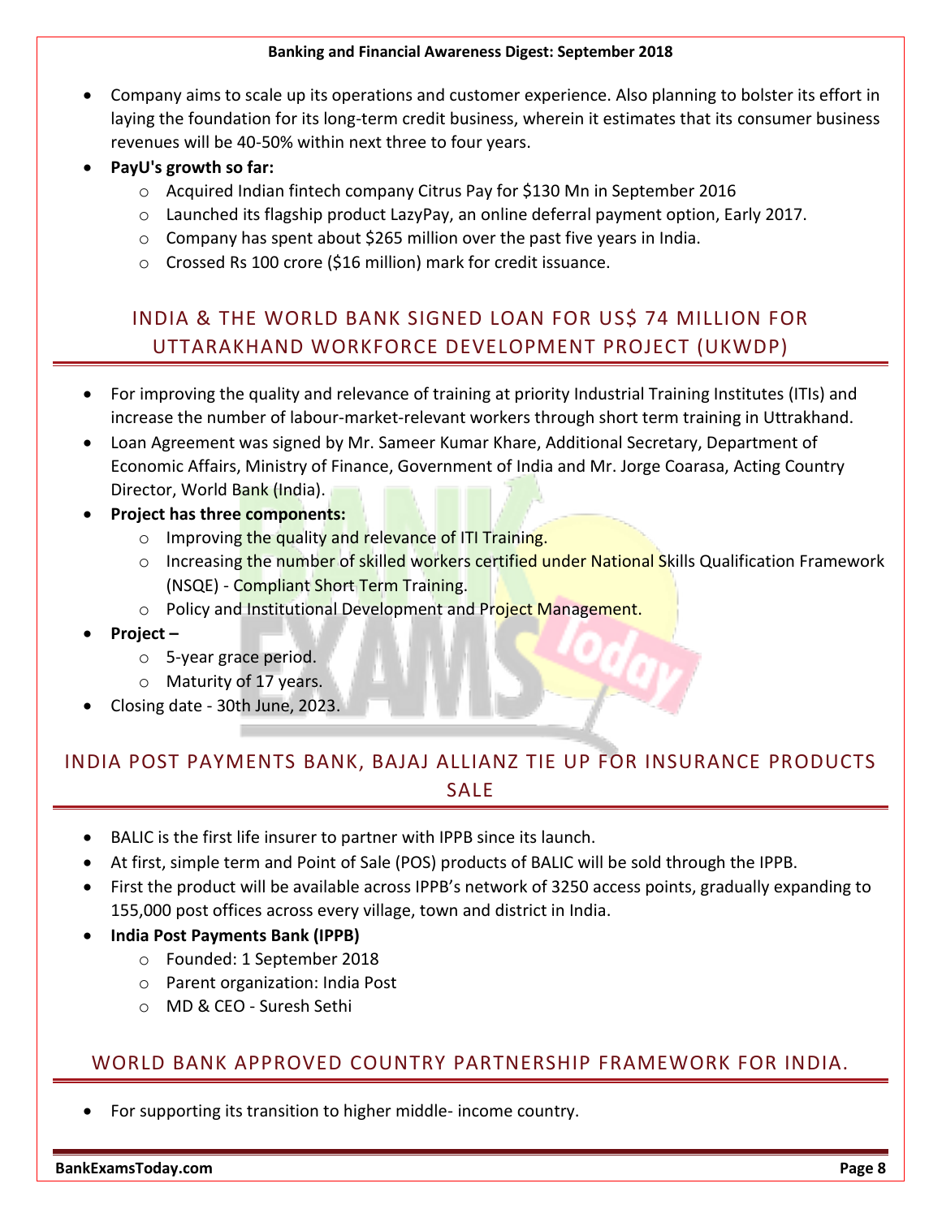- Company aims to scale up its operations and customer experience. Also planning to bolster its effort in laying the foundation for its long-term credit business, wherein it estimates that its consumer business revenues will be 40-50% within next three to four years.
- **PayU's growth so far:**
  - Acquired Indian fintech company Citrus Pay for $130 Mn in September 2016
  - Launched its flagship product LazyPay, an online deferral payment option, Early 2017.
  - Company has spent about $265 million over the past five years in India.
  - Crossed Rs 100 crore ($16 million) mark for credit issuance.

## INDIA & THE WORLD BANK SIGNED LOAN FOR US$ 74 MILLION FOR UTTARAKHAND WORKFORCE DEVELOPMENT PROJECT (UKWDP)

- For improving the quality and relevance of training at priority Industrial Training Institutes (ITIs) and increase the number of labour-market-relevant workers through short term training in Uttrakhand.
- Loan Agreement was signed by Mr. Sameer Kumar Khare, Additional Secretary, Department of Economic Affairs, Ministry of Finance, Government of India and Mr. Jorge Coarasa, Acting Country Director, World Bank (India).
- **Project has three components:**
  - Improving the quality and relevance of ITI Training.
  - Increasing the number of skilled workers certified under National Skills Qualification Framework (NSQE) - Compliant Short Term Training.
  - Policy and Institutional Development and Project Management.
- **Project –**
  - 5-year grace period.
  - Maturity of 17 years.
- Closing date - 30th June, 2023.

## INDIA POST PAYMENTS BANK, BAJAJ ALLIANZ TIE UP FOR INSURANCE PRODUCTS SALE

- BALIC is the first life insurer to partner with IPPB since its launch.
- At first, simple term and Point of Sale (POS) products of BALIC will be sold through the IPPB.
- First the product will be available across IPPB's network of 3250 access points, gradually expanding to 155,000 post offices across every village, town and district in India.
- **India Post Payments Bank (IPPB)**
  - Founded: 1 September 2018
  - Parent organization: India Post
  - MD & CEO - Suresh Sethi

## WORLD BANK APPROVED COUNTRY PARTNERSHIP FRAMEWORK FOR INDIA.

- For supporting its transition to higher middle- income country.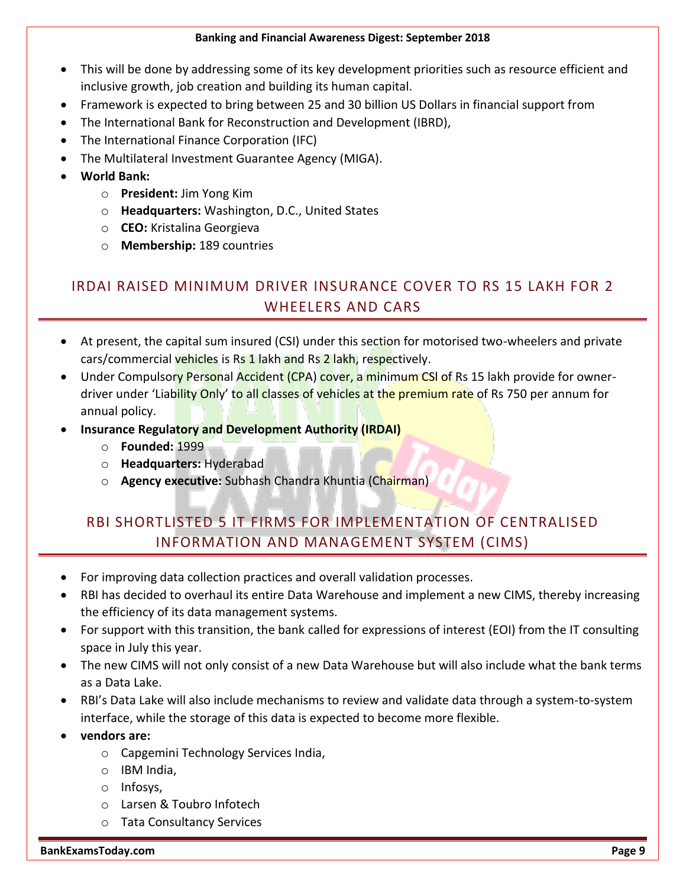- This will be done by addressing some of its key development priorities such as resource efficient and inclusive growth, job creation and building its human capital.
- Framework is expected to bring between 25 and 30 billion US Dollars in financial support from
- The International Bank for Reconstruction and Development (IBRD),
- The International Finance Corporation (IFC)
- The Multilateral Investment Guarantee Agency (MIGA).
- **World Bank:**
  - **President:** Jim Yong Kim
  - **Headquarters:** Washington, D.C., United States
  - **CEO:** Kristalina Georgieva
  - **Membership:** 189 countries

## IRDAI RAISED MINIMUM DRIVER INSURANCE COVER TO RS 15 LAKH FOR 2 WHEELERS AND CARS

- At present, the capital sum insured (CSI) under this section for motorised two-wheelers and private cars/commercial vehicles is Rs 1 lakh and Rs 2 lakh, respectively.
- Under Compulsory Personal Accident (CPA) cover, a minimum CSI of Rs 15 lakh provide for owner-driver under 'Liability Only' to all classes of vehicles at the premium rate of Rs 750 per annum for annual policy.
- **Insurance Regulatory and Development Authority (IRDAI)**
  - **Founded:** 1999
  - **Headquarters:** Hyderabad
  - **Agency executive:** Subhash Chandra Khuntia (Chairman)

## RBI SHORTLISTED 5 IT FIRMS FOR IMPLEMENTATION OF CENTRALISED INFORMATION AND MANAGEMENT SYSTEM (CIMS)

- For improving data collection practices and overall validation processes.
- RBI has decided to overhaul its entire Data Warehouse and implement a new CIMS, thereby increasing the efficiency of its data management systems.
- For support with this transition, the bank called for expressions of interest (EOI) from the IT consulting space in July this year.
- The new CIMS will not only consist of a new Data Warehouse but will also include what the bank terms as a Data Lake.
- RBI's Data Lake will also include mechanisms to review and validate data through a system-to-system interface, while the storage of this data is expected to become more flexible.
- **vendors are:**
  - Capgemini Technology Services India,
  - IBM India,
  - Infosys,
  - Larsen & Toubro Infotech
  - Tata Consultancy Services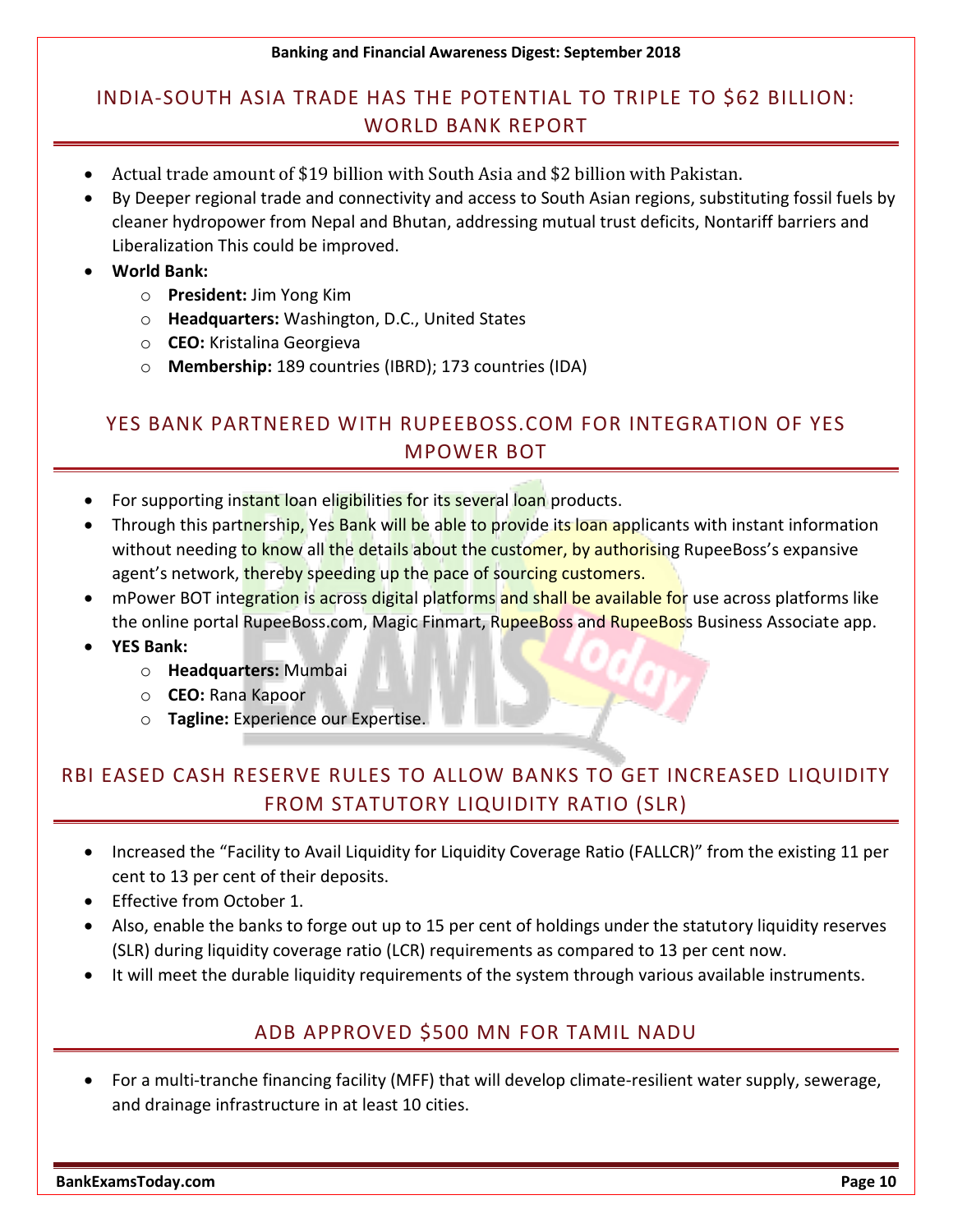## INDIA-SOUTH ASIA TRADE HAS THE POTENTIAL TO TRIPLE TO $62 BILLION: WORLD BANK REPORT

- Actual trade amount of $19 billion with South Asia and $2 billion with Pakistan.
- By Deeper regional trade and connectivity and access to South Asian regions, substituting fossil fuels by cleaner hydropower from Nepal and Bhutan, addressing mutual trust deficits, Nontariff barriers and Liberalization This could be improved.
- **World Bank:**
  - **President:** Jim Yong Kim
  - **Headquarters:** Washington, D.C., United States
  - **CEO:** Kristalina Georgieva
  - **Membership:** 189 countries (IBRD); 173 countries (IDA)

## YES BANK PARTNERED WITH RUPEEBOSS.COM FOR INTEGRATION OF YES MPOWER BOT

- For supporting instant loan eligibilities for its several loan products.
- Through this partnership, Yes Bank will be able to provide its loan applicants with instant information without needing to know all the details about the customer, by authorising RupeeBoss's expansive agent's network, thereby speeding up the pace of sourcing customers.
- mPower BOT integration is across digital platforms and shall be available for use across platforms like the online portal RupeeBoss.com, Magic Finmart, RupeeBoss and RupeeBoss Business Associate app.
- **YES Bank:**
  - **Headquarters:** Mumbai
  - **CEO:** Rana Kapoor
  - **Tagline:** Experience our Expertise.

## RBI EASED CASH RESERVE RULES TO ALLOW BANKS TO GET INCREASED LIQUIDITY FROM STATUTORY LIQUIDITY RATIO (SLR)

- Increased the "Facility to Avail Liquidity for Liquidity Coverage Ratio (FALLCR)" from the existing 11 per cent to 13 per cent of their deposits.
- Effective from October 1.
- Also, enable the banks to forge out up to 15 per cent of holdings under the statutory liquidity reserves (SLR) during liquidity coverage ratio (LCR) requirements as compared to 13 per cent now.
- It will meet the durable liquidity requirements of the system through various available instruments.

## ADB APPROVED $500 MN FOR TAMIL NADU

- For a multi-tranche financing facility (MFF) that will develop climate-resilient water supply, sewerage, and drainage infrastructure in at least 10 cities.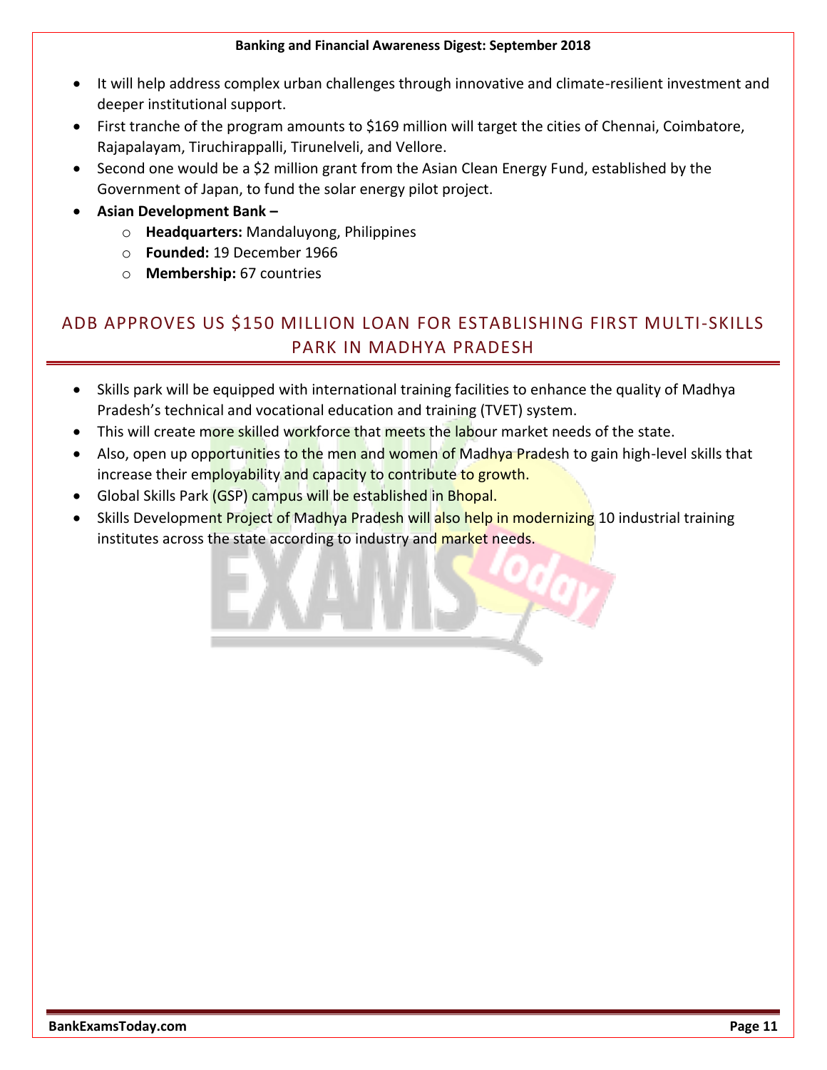- It will help address complex urban challenges through innovative and climate-resilient investment and deeper institutional support.
- First tranche of the program amounts to $169 million will target the cities of Chennai, Coimbatore, Rajapalayam, Tiruchirappalli, Tirunelveli, and Vellore.
- Second one would be a $2 million grant from the Asian Clean Energy Fund, established by the Government of Japan, to fund the solar energy pilot project.
- **Asian Development Bank –**
  - **Headquarters:** Mandaluyong, Philippines
  - **Founded:** 19 December 1966
  - **Membership:** 67 countries

## ADB APPROVES US $150 MILLION LOAN FOR ESTABLISHING FIRST MULTI-SKILLS PARK IN MADHYA PRADESH

- Skills park will be equipped with international training facilities to enhance the quality of Madhya Pradesh's technical and vocational education and training (TVET) system.
- This will create more skilled workforce that meets the labour market needs of the state.
- Also, open up opportunities to the men and women of Madhya Pradesh to gain high-level skills that increase their employability and capacity to contribute to growth.
- Global Skills Park (GSP) campus will be established in Bhopal.
- Skills Development Project of Madhya Pradesh will also help in modernizing 10 industrial training institutes across the state according to industry and market needs.